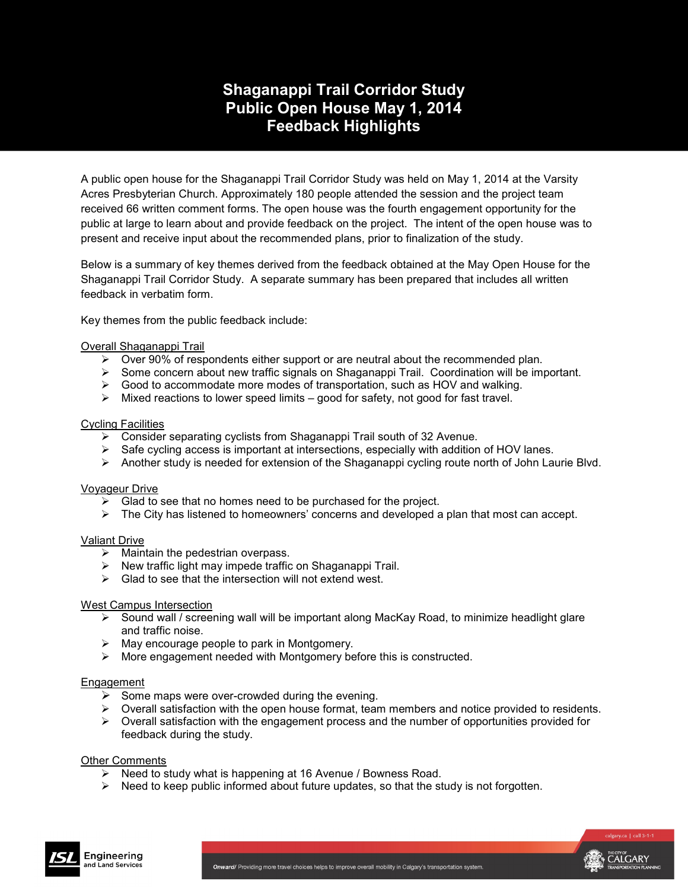# Shaganappi Trail Corridor Study
# Public Open House May 1, 2014
# Feedback Highlights

A public open house for the Shaganappi Trail Corridor Study was held on May 1, 2014 at the Varsity Acres Presbyterian Church. Approximately 180 people attended the session and the project team received 66 written comment forms. The open house was the fourth engagement opportunity for the public at large to learn about and provide feedback on the project. The intent of the open house was to present and receive input about the recommended plans, prior to finalization of the study.

Below is a summary of key themes derived from the feedback obtained at the May Open House for the Shaganappi Trail Corridor Study. A separate summary has been prepared that includes all written feedback in verbatim form.

Key themes from the public feedback include:

Overall Shaganappi Trail

- Over 90% of respondents either support or are neutral about the recommended plan.
- Some concern about new traffic signals on Shaganappi Trail. Coordination will be important.
- Good to accommodate more modes of transportation, such as HOV and walking.
- Mixed reactions to lower speed limits – good for safety, not good for fast travel.

Cycling Facilities

- Consider separating cyclists from Shaganappi Trail south of 32 Avenue.
- Safe cycling access is important at intersections, especially with addition of HOV lanes.
- Another study is needed for extension of the Shaganappi cycling route north of John Laurie Blvd.

Voyageur Drive

- Glad to see that no homes need to be purchased for the project.
- The City has listened to homeowners' concerns and developed a plan that most can accept.

Valiant Drive

- Maintain the pedestrian overpass.
- New traffic light may impede traffic on Shaganappi Trail.
- Glad to see that the intersection will not extend west.

West Campus Intersection

- Sound wall / screening wall will be important along MacKay Road, to minimize headlight glare and traffic noise.
- May encourage people to park in Montgomery.
- More engagement needed with Montgomery before this is constructed.

Engagement

- Some maps were over-crowded during the evening.
- Overall satisfaction with the open house format, team members and notice provided to residents.
- Overall satisfaction with the engagement process and the number of opportunities provided for feedback during the study.

Other Comments

- Need to study what is happening at 16 Avenue / Bowness Road.
- Need to keep public informed about future updates, so that the study is not forgotten.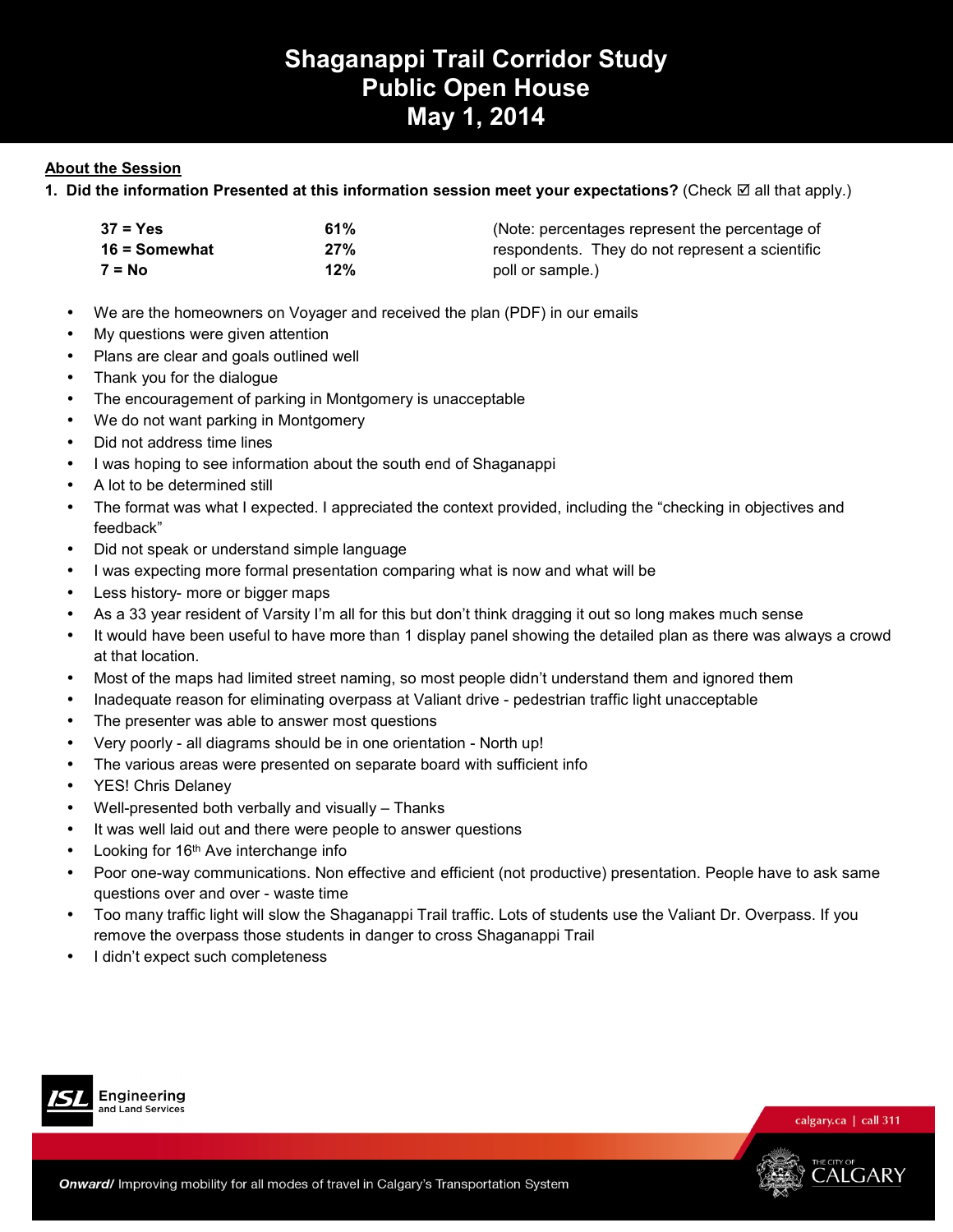# Shaganappi Trail Corridor Study
# Public Open House
# May 1, 2014

## About the Session

**1. Did the information Presented at this information session meet your expectations?** (Check ☑ all that apply.)

| | | |
|---|---|---|
| **37 = Yes** | **61%** | (Note: percentages represent the percentage of respondents. They do not represent a scientific poll or sample.) |
| **16 = Somewhat** | **27%** | |
| **7 = No** | **12%** | |

- We are the homeowners on Voyager and received the plan (PDF) in our emails
- My questions were given attention
- Plans are clear and goals outlined well
- Thank you for the dialogue
- The encouragement of parking in Montgomery is unacceptable
- We do not want parking in Montgomery
- Did not address time lines
- I was hoping to see information about the south end of Shaganappi
- A lot to be determined still
- The format was what I expected. I appreciated the context provided, including the "checking in objectives and feedback"
- Did not speak or understand simple language
- I was expecting more formal presentation comparing what is now and what will be
- Less history- more or bigger maps
- As a 33 year resident of Varsity I'm all for this but don't think dragging it out so long makes much sense
- It would have been useful to have more than 1 display panel showing the detailed plan as there was always a crowd at that location.
- Most of the maps had limited street naming, so most people didn't understand them and ignored them
- Inadequate reason for eliminating overpass at Valiant drive - pedestrian traffic light unacceptable
- The presenter was able to answer most questions
- Very poorly - all diagrams should be in one orientation - North up!
- The various areas were presented on separate board with sufficient info
- YES! Chris Delaney
- Well-presented both verbally and visually – Thanks
- It was well laid out and there were people to answer questions
- Looking for 16th Ave interchange info
- Poor one-way communications. Non effective and efficient (not productive) presentation. People have to ask same questions over and over - waste time
- Too many traffic light will slow the Shaganappi Trail traffic. Lots of students use the Valiant Dr. Overpass. If you remove the overpass those students in danger to cross Shaganappi Trail
- I didn't expect such completeness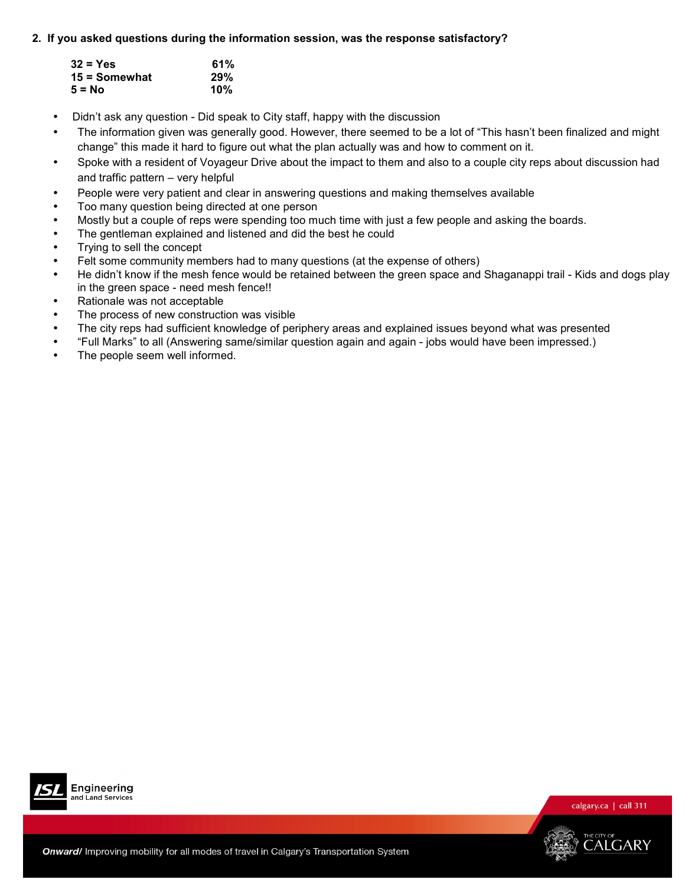**2. If you asked questions during the information session, was the response satisfactory?**

| | |
|---|---|
| **32 = Yes** | **61%** |
| **15 = Somewhat** | **29%** |
| **5 = No** | **10%** |

- Didn't ask any question - Did speak to City staff, happy with the discussion
- The information given was generally good. However, there seemed to be a lot of "This hasn't been finalized and might change" this made it hard to figure out what the plan actually was and how to comment on it.
- Spoke with a resident of Voyageur Drive about the impact to them and also to a couple city reps about discussion had and traffic pattern – very helpful
- People were very patient and clear in answering questions and making themselves available
- Too many question being directed at one person
- Mostly but a couple of reps were spending too much time with just a few people and asking the boards.
- The gentleman explained and listened and did the best he could
- Trying to sell the concept
- Felt some community members had to many questions (at the expense of others)
- He didn't know if the mesh fence would be retained between the green space and Shaganappi trail - Kids and dogs play in the green space - need mesh fence!!
- Rationale was not acceptable
- The process of new construction was visible
- The city reps had sufficient knowledge of periphery areas and explained issues beyond what was presented
- "Full Marks" to all (Answering same/similar question again and again - jobs would have been impressed.)
- The people seem well informed.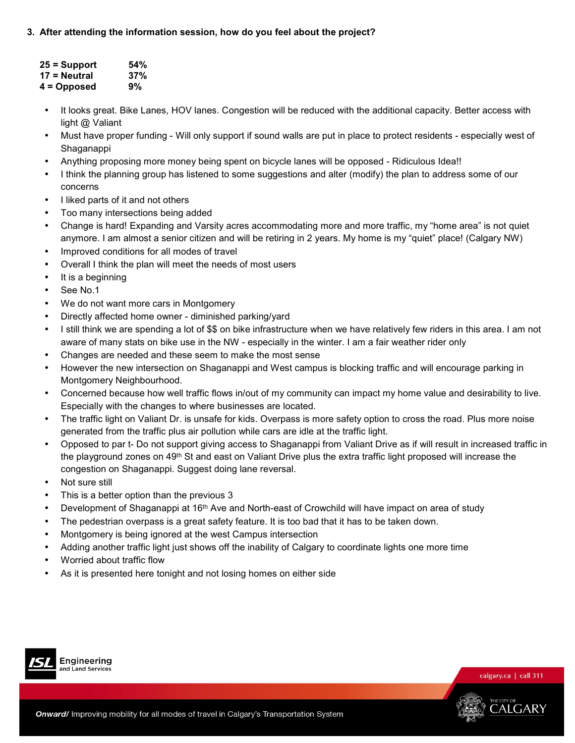**3. After attending the information session, how do you feel about the project?**

| | |
|---|---|
| **25 = Support** | **54%** |
| **17 = Neutral** | **37%** |
| **4 = Opposed** | **9%** |

- It looks great. Bike Lanes, HOV lanes. Congestion will be reduced with the additional capacity. Better access with light @ Valiant
- Must have proper funding - Will only support if sound walls are put in place to protect residents - especially west of Shaganappi
- Anything proposing more money being spent on bicycle lanes will be opposed - Ridiculous Idea!!
- I think the planning group has listened to some suggestions and alter (modify) the plan to address some of our concerns
- I liked parts of it and not others
- Too many intersections being added
- Change is hard! Expanding and Varsity acres accommodating more and more traffic, my "home area" is not quiet anymore. I am almost a senior citizen and will be retiring in 2 years. My home is my "quiet" place! (Calgary NW)
- Improved conditions for all modes of travel
- Overall I think the plan will meet the needs of most users
- It is a beginning
- See No.1
- We do not want more cars in Montgomery
- Directly affected home owner - diminished parking/yard
- I still think we are spending a lot of $$ on bike infrastructure when we have relatively few riders in this area. I am not aware of many stats on bike use in the NW - especially in the winter. I am a fair weather rider only
- Changes are needed and these seem to make the most sense
- However the new intersection on Shaganappi and West campus is blocking traffic and will encourage parking in Montgomery Neighbourhood.
- Concerned because how well traffic flows in/out of my community can impact my home value and desirability to live. Especially with the changes to where businesses are located.
- The traffic light on Valiant Dr. is unsafe for kids. Overpass is more safety option to cross the road. Plus more noise generated from the traffic plus air pollution while cars are idle at the traffic light.
- Opposed to par t- Do not support giving access to Shaganappi from Valiant Drive as if will result in increased traffic in the playground zones on 49th St and east on Valiant Drive plus the extra traffic light proposed will increase the congestion on Shaganappi. Suggest doing lane reversal.
- Not sure still
- This is a better option than the previous 3
- Development of Shaganappi at 16th Ave and North-east of Crowchild will have impact on area of study
- The pedestrian overpass is a great safety feature. It is too bad that it has to be taken down.
- Montgomery is being ignored at the west Campus intersection
- Adding another traffic light just shows off the inability of Calgary to coordinate lights one more time
- Worried about traffic flow
- As it is presented here tonight and not losing homes on either side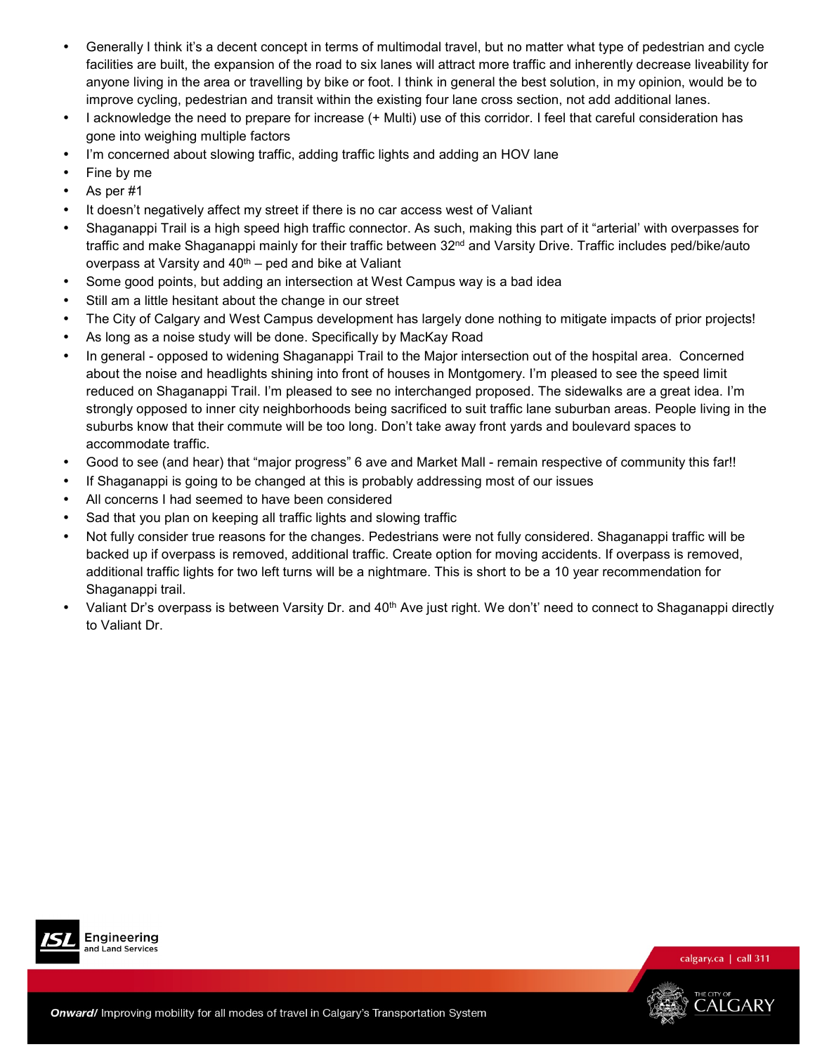- Generally I think it's a decent concept in terms of multimodal travel, but no matter what type of pedestrian and cycle facilities are built, the expansion of the road to six lanes will attract more traffic and inherently decrease liveability for anyone living in the area or travelling by bike or foot. I think in general the best solution, in my opinion, would be to improve cycling, pedestrian and transit within the existing four lane cross section, not add additional lanes.
- I acknowledge the need to prepare for increase (+ Multi) use of this corridor. I feel that careful consideration has gone into weighing multiple factors
- I'm concerned about slowing traffic, adding traffic lights and adding an HOV lane
- Fine by me
- As per #1
- It doesn't negatively affect my street if there is no car access west of Valiant
- Shaganappi Trail is a high speed high traffic connector. As such, making this part of it "arterial' with overpasses for traffic and make Shaganappi mainly for their traffic between 32nd and Varsity Drive. Traffic includes ped/bike/auto overpass at Varsity and 40th – ped and bike at Valiant
- Some good points, but adding an intersection at West Campus way is a bad idea
- Still am a little hesitant about the change in our street
- The City of Calgary and West Campus development has largely done nothing to mitigate impacts of prior projects!
- As long as a noise study will be done. Specifically by MacKay Road
- In general - opposed to widening Shaganappi Trail to the Major intersection out of the hospital area. Concerned about the noise and headlights shining into front of houses in Montgomery. I'm pleased to see the speed limit reduced on Shaganappi Trail. I'm pleased to see no interchanged proposed. The sidewalks are a great idea. I'm strongly opposed to inner city neighborhoods being sacrificed to suit traffic lane suburban areas. People living in the suburbs know that their commute will be too long. Don't take away front yards and boulevard spaces to accommodate traffic.
- Good to see (and hear) that "major progress" 6 ave and Market Mall - remain respective of community this far!!
- If Shaganappi is going to be changed at this is probably addressing most of our issues
- All concerns I had seemed to have been considered
- Sad that you plan on keeping all traffic lights and slowing traffic
- Not fully consider true reasons for the changes. Pedestrians were not fully considered. Shaganappi traffic will be backed up if overpass is removed, additional traffic. Create option for moving accidents. If overpass is removed, additional traffic lights for two left turns will be a nightmare. This is short to be a 10 year recommendation for Shaganappi trail.
- Valiant Dr's overpass is between Varsity Dr. and 40th Ave just right. We don't' need to connect to Shaganappi directly to Valiant Dr.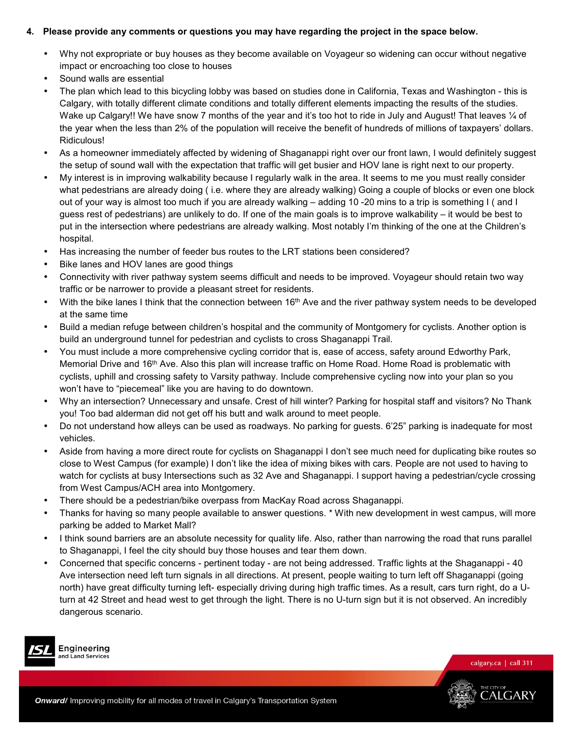**4. Please provide any comments or questions you may have regarding the project in the space below.**

- Why not expropriate or buy houses as they become available on Voyageur so widening can occur without negative impact or encroaching too close to houses
- Sound walls are essential
- The plan which lead to this bicycling lobby was based on studies done in California, Texas and Washington - this is Calgary, with totally different climate conditions and totally different elements impacting the results of the studies. Wake up Calgary!! We have snow 7 months of the year and it's too hot to ride in July and August! That leaves ¼ of the year when the less than 2% of the population will receive the benefit of hundreds of millions of taxpayers' dollars. Ridiculous!
- As a homeowner immediately affected by widening of Shaganappi right over our front lawn, I would definitely suggest the setup of sound wall with the expectation that traffic will get busier and HOV lane is right next to our property.
- My interest is in improving walkability because I regularly walk in the area. It seems to me you must really consider what pedestrians are already doing ( i.e. where they are already walking) Going a couple of blocks or even one block out of your way is almost too much if you are already walking – adding 10 -20 mins to a trip is something I ( and I guess rest of pedestrians) are unlikely to do. If one of the main goals is to improve walkability – it would be best to put in the intersection where pedestrians are already walking. Most notably I'm thinking of the one at the Children's hospital.
- Has increasing the number of feeder bus routes to the LRT stations been considered?
- Bike lanes and HOV lanes are good things
- Connectivity with river pathway system seems difficult and needs to be improved. Voyageur should retain two way traffic or be narrower to provide a pleasant street for residents.
- With the bike lanes I think that the connection between 16th Ave and the river pathway system needs to be developed at the same time
- Build a median refuge between children's hospital and the community of Montgomery for cyclists. Another option is build an underground tunnel for pedestrian and cyclists to cross Shaganappi Trail.
- You must include a more comprehensive cycling corridor that is, ease of access, safety around Edworthy Park, Memorial Drive and 16th Ave. Also this plan will increase traffic on Home Road. Home Road is problematic with cyclists, uphill and crossing safety to Varsity pathway. Include comprehensive cycling now into your plan so you won't have to "piecemeal" like you are having to do downtown.
- Why an intersection? Unnecessary and unsafe. Crest of hill winter? Parking for hospital staff and visitors? No Thank you! Too bad alderman did not get off his butt and walk around to meet people.
- Do not understand how alleys can be used as roadways. No parking for guests. 6'25" parking is inadequate for most vehicles.
- Aside from having a more direct route for cyclists on Shaganappi I don't see much need for duplicating bike routes so close to West Campus (for example) I don't like the idea of mixing bikes with cars. People are not used to having to watch for cyclists at busy Intersections such as 32 Ave and Shaganappi. I support having a pedestrian/cycle crossing from West Campus/ACH area into Montgomery.
- There should be a pedestrian/bike overpass from MacKay Road across Shaganappi.
- Thanks for having so many people available to answer questions. * With new development in west campus, will more parking be added to Market Mall?
- I think sound barriers are an absolute necessity for quality life. Also, rather than narrowing the road that runs parallel to Shaganappi, I feel the city should buy those houses and tear them down.
- Concerned that specific concerns - pertinent today - are not being addressed. Traffic lights at the Shaganappi - 40 Ave intersection need left turn signals in all directions. At present, people waiting to turn left off Shaganappi (going north) have great difficulty turning left- especially driving during high traffic times. As a result, cars turn right, do a U-turn at 42 Street and head west to get through the light. There is no U-turn sign but it is not observed. An incredibly dangerous scenario.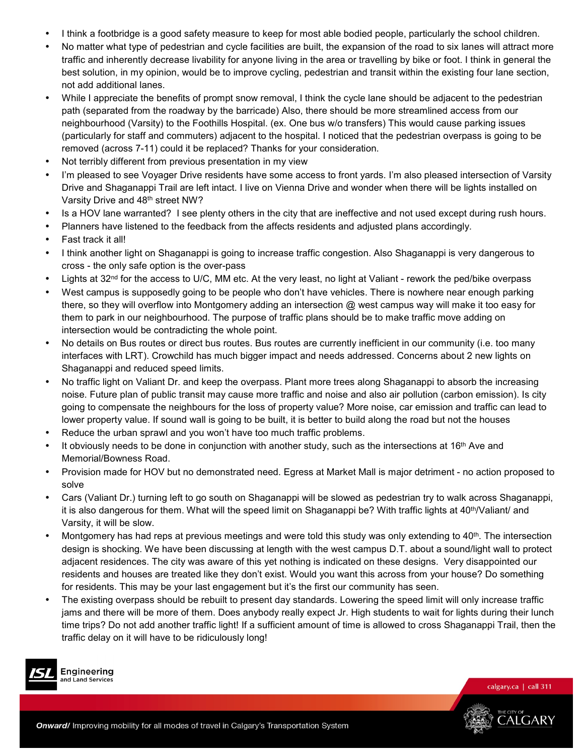- I think a footbridge is a good safety measure to keep for most able bodied people, particularly the school children.
- No matter what type of pedestrian and cycle facilities are built, the expansion of the road to six lanes will attract more traffic and inherently decrease livability for anyone living in the area or travelling by bike or foot. I think in general the best solution, in my opinion, would be to improve cycling, pedestrian and transit within the existing four lane section, not add additional lanes.
- While I appreciate the benefits of prompt snow removal, I think the cycle lane should be adjacent to the pedestrian path (separated from the roadway by the barricade) Also, there should be more streamlined access from our neighbourhood (Varsity) to the Foothills Hospital. (ex. One bus w/o transfers) This would cause parking issues (particularly for staff and commuters) adjacent to the hospital. I noticed that the pedestrian overpass is going to be removed (across 7-11) could it be replaced? Thanks for your consideration.
- Not terribly different from previous presentation in my view
- I'm pleased to see Voyager Drive residents have some access to front yards. I'm also pleased intersection of Varsity Drive and Shaganappi Trail are left intact. I live on Vienna Drive and wonder when there will be lights installed on Varsity Drive and 48th street NW?
- Is a HOV lane warranted? I see plenty others in the city that are ineffective and not used except during rush hours.
- Planners have listened to the feedback from the affects residents and adjusted plans accordingly.
- Fast track it all!
- I think another light on Shaganappi is going to increase traffic congestion. Also Shaganappi is very dangerous to cross - the only safe option is the over-pass
- Lights at 32nd for the access to U/C, MM etc. At the very least, no light at Valiant - rework the ped/bike overpass
- West campus is supposedly going to be people who don't have vehicles. There is nowhere near enough parking there, so they will overflow into Montgomery adding an intersection @ west campus way will make it too easy for them to park in our neighbourhood. The purpose of traffic plans should be to make traffic move adding on intersection would be contradicting the whole point.
- No details on Bus routes or direct bus routes. Bus routes are currently inefficient in our community (i.e. too many interfaces with LRT). Crowchild has much bigger impact and needs addressed. Concerns about 2 new lights on Shaganappi and reduced speed limits.
- No traffic light on Valiant Dr. and keep the overpass. Plant more trees along Shaganappi to absorb the increasing noise. Future plan of public transit may cause more traffic and noise and also air pollution (carbon emission). Is city going to compensate the neighbours for the loss of property value? More noise, car emission and traffic can lead to lower property value. If sound wall is going to be built, it is better to build along the road but not the houses
- Reduce the urban sprawl and you won't have too much traffic problems.
- It obviously needs to be done in conjunction with another study, such as the intersections at 16th Ave and Memorial/Bowness Road.
- Provision made for HOV but no demonstrated need. Egress at Market Mall is major detriment - no action proposed to solve
- Cars (Valiant Dr.) turning left to go south on Shaganappi will be slowed as pedestrian try to walk across Shaganappi, it is also dangerous for them. What will the speed limit on Shaganappi be? With traffic lights at 40th/Valiant/ and Varsity, it will be slow.
- Montgomery has had reps at previous meetings and were told this study was only extending to 40th. The intersection design is shocking. We have been discussing at length with the west campus D.T. about a sound/light wall to protect adjacent residences. The city was aware of this yet nothing is indicated on these designs. Very disappointed our residents and houses are treated like they don't exist. Would you want this across from your house? Do something for residents. This may be your last engagement but it's the first our community has seen.
- The existing overpass should be rebuilt to present day standards. Lowering the speed limit will only increase traffic jams and there will be more of them. Does anybody really expect Jr. High students to wait for lights during their lunch time trips? Do not add another traffic light! If a sufficient amount of time is allowed to cross Shaganappi Trail, then the traffic delay on it will have to be ridiculously long!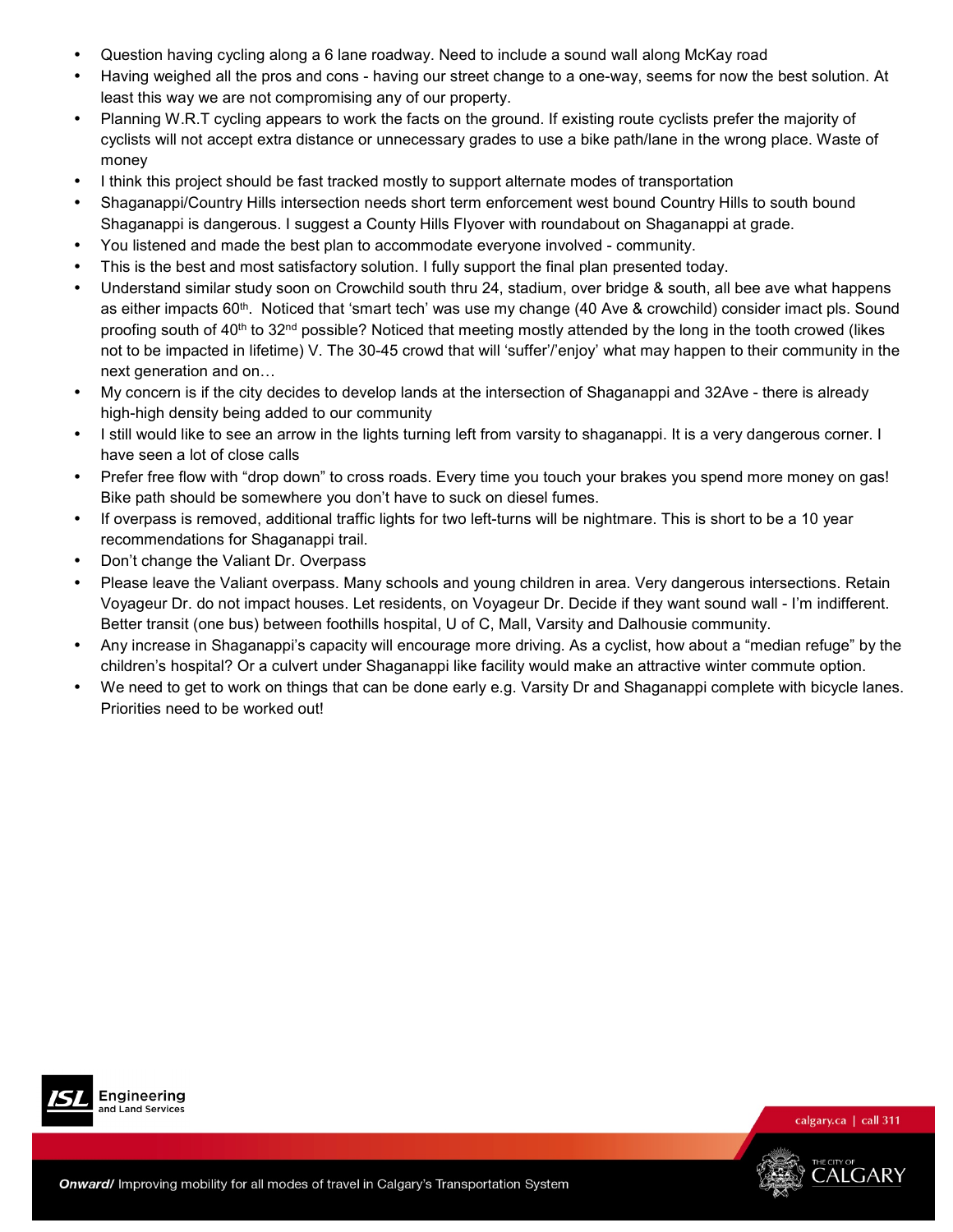- Question having cycling along a 6 lane roadway. Need to include a sound wall along McKay road
- Having weighed all the pros and cons - having our street change to a one-way, seems for now the best solution. At least this way we are not compromising any of our property.
- Planning W.R.T cycling appears to work the facts on the ground. If existing route cyclists prefer the majority of cyclists will not accept extra distance or unnecessary grades to use a bike path/lane in the wrong place. Waste of money
- I think this project should be fast tracked mostly to support alternate modes of transportation
- Shaganappi/Country Hills intersection needs short term enforcement west bound Country Hills to south bound Shaganappi is dangerous. I suggest a County Hills Flyover with roundabout on Shaganappi at grade.
- You listened and made the best plan to accommodate everyone involved - community.
- This is the best and most satisfactory solution. I fully support the final plan presented today.
- Understand similar study soon on Crowchild south thru 24, stadium, over bridge & south, all bee ave what happens as either impacts 60th. Noticed that 'smart tech' was use my change (40 Ave & crowchild) consider imact pls. Sound proofing south of 40th to 32nd possible? Noticed that meeting mostly attended by the long in the tooth crowed (likes not to be impacted in lifetime) V. The 30-45 crowd that will 'suffer'/'enjoy' what may happen to their community in the next generation and on…
- My concern is if the city decides to develop lands at the intersection of Shaganappi and 32Ave - there is already high-high density being added to our community
- I still would like to see an arrow in the lights turning left from varsity to shaganappi. It is a very dangerous corner. I have seen a lot of close calls
- Prefer free flow with "drop down" to cross roads. Every time you touch your brakes you spend more money on gas! Bike path should be somewhere you don't have to suck on diesel fumes.
- If overpass is removed, additional traffic lights for two left-turns will be nightmare. This is short to be a 10 year recommendations for Shaganappi trail.
- Don't change the Valiant Dr. Overpass
- Please leave the Valiant overpass. Many schools and young children in area. Very dangerous intersections. Retain Voyageur Dr. do not impact houses. Let residents, on Voyageur Dr. Decide if they want sound wall - I'm indifferent. Better transit (one bus) between foothills hospital, U of C, Mall, Varsity and Dalhousie community.
- Any increase in Shaganappi's capacity will encourage more driving. As a cyclist, how about a "median refuge" by the children's hospital? Or a culvert under Shaganappi like facility would make an attractive winter commute option.
- We need to get to work on things that can be done early e.g. Varsity Dr and Shaganappi complete with bicycle lanes. Priorities need to be worked out!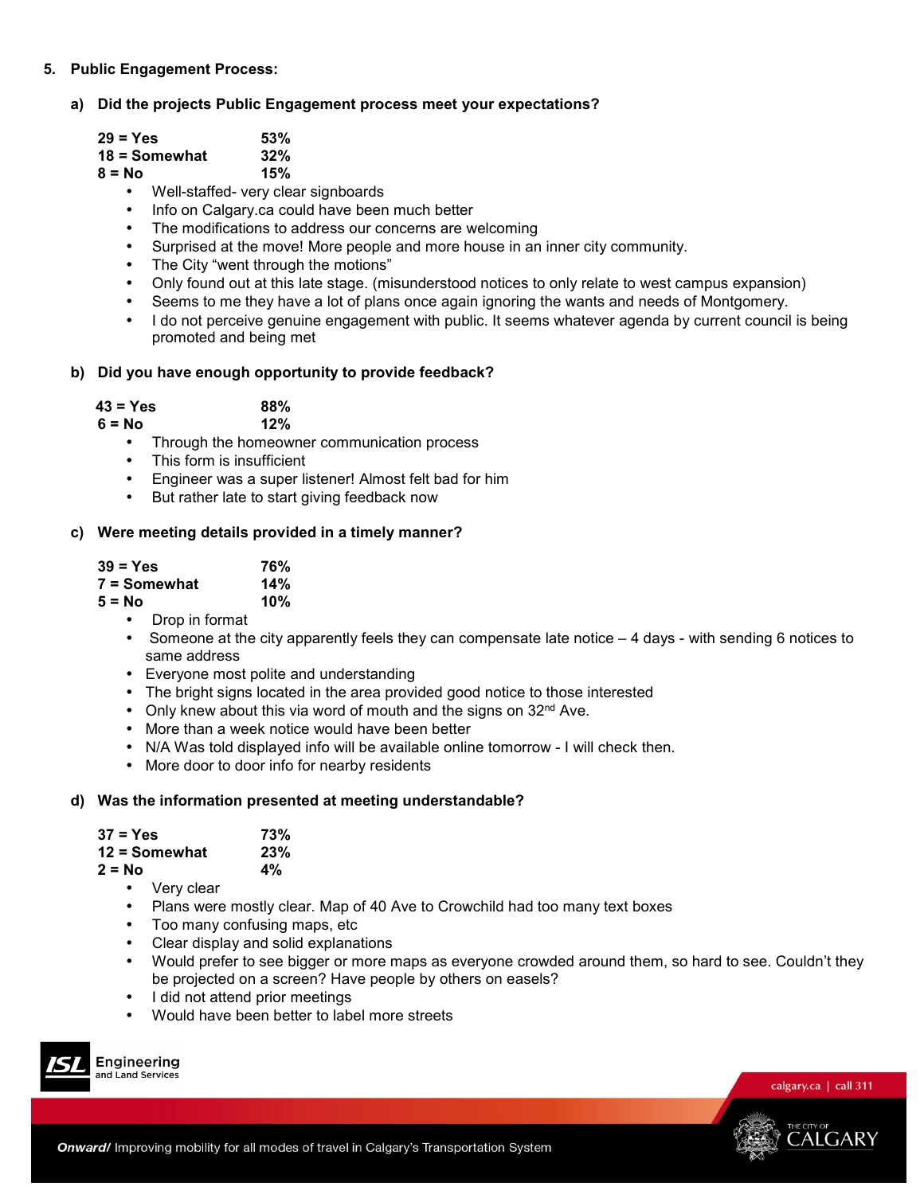## 5. Public Engagement Process:

### a) Did the projects Public Engagement process meet your expectations?

**29 = Yes 53%**
**18 = Somewhat 32%**
**8 = No 15%**

- Well-staffed- very clear signboards
- Info on Calgary.ca could have been much better
- The modifications to address our concerns are welcoming
- Surprised at the move! More people and more house in an inner city community.
- The City "went through the motions"
- Only found out at this late stage. (misunderstood notices to only relate to west campus expansion)
- Seems to me they have a lot of plans once again ignoring the wants and needs of Montgomery.
- I do not perceive genuine engagement with public. It seems whatever agenda by current council is being promoted and being met

### b) Did you have enough opportunity to provide feedback?

**43 = Yes 88%**
**6 = No 12%**

- Through the homeowner communication process
- This form is insufficient
- Engineer was a super listener! Almost felt bad for him
- But rather late to start giving feedback now

### c) Were meeting details provided in a timely manner?

**39 = Yes 76%**
**7 = Somewhat 14%**
**5 = No 10%**

- Drop in format
- Someone at the city apparently feels they can compensate late notice – 4 days - with sending 6 notices to same address
- Everyone most polite and understanding
- The bright signs located in the area provided good notice to those interested
- Only knew about this via word of mouth and the signs on 32nd Ave.
- More than a week notice would have been better
- N/A Was told displayed info will be available online tomorrow - I will check then.
- More door to door info for nearby residents

### d) Was the information presented at meeting understandable?

**37 = Yes 73%**
**12 = Somewhat 23%**
**2 = No 4%**

- Very clear
- Plans were mostly clear. Map of 40 Ave to Crowchild had too many text boxes
- Too many confusing maps, etc
- Clear display and solid explanations
- Would prefer to see bigger or more maps as everyone crowded around them, so hard to see. Couldn't they be projected on a screen? Have people by others on easels?
- I did not attend prior meetings
- Would have been better to label more streets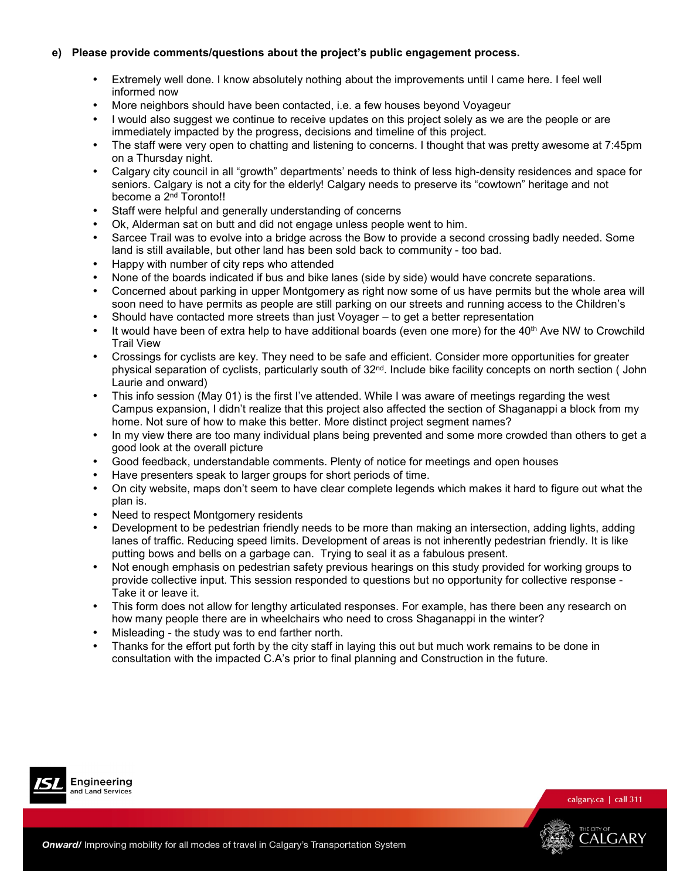**e) Please provide comments/questions about the project's public engagement process.**

- Extremely well done. I know absolutely nothing about the improvements until I came here. I feel well informed now
- More neighbors should have been contacted, i.e. a few houses beyond Voyageur
- I would also suggest we continue to receive updates on this project solely as we are the people or are immediately impacted by the progress, decisions and timeline of this project.
- The staff were very open to chatting and listening to concerns. I thought that was pretty awesome at 7:45pm on a Thursday night.
- Calgary city council in all "growth" departments' needs to think of less high-density residences and space for seniors. Calgary is not a city for the elderly! Calgary needs to preserve its "cowtown" heritage and not become a 2nd Toronto!!
- Staff were helpful and generally understanding of concerns
- Ok, Alderman sat on butt and did not engage unless people went to him.
- Sarcee Trail was to evolve into a bridge across the Bow to provide a second crossing badly needed. Some land is still available, but other land has been sold back to community - too bad.
- Happy with number of city reps who attended
- None of the boards indicated if bus and bike lanes (side by side) would have concrete separations.
- Concerned about parking in upper Montgomery as right now some of us have permits but the whole area will soon need to have permits as people are still parking on our streets and running access to the Children's
- Should have contacted more streets than just Voyager – to get a better representation
- It would have been of extra help to have additional boards (even one more) for the 40th Ave NW to Crowchild Trail View
- Crossings for cyclists are key. They need to be safe and efficient. Consider more opportunities for greater physical separation of cyclists, particularly south of 32nd. Include bike facility concepts on north section ( John Laurie and onward)
- This info session (May 01) is the first I've attended. While I was aware of meetings regarding the west Campus expansion, I didn't realize that this project also affected the section of Shaganappi a block from my home. Not sure of how to make this better. More distinct project segment names?
- In my view there are too many individual plans being prevented and some more crowded than others to get a good look at the overall picture
- Good feedback, understandable comments. Plenty of notice for meetings and open houses
- Have presenters speak to larger groups for short periods of time.
- On city website, maps don't seem to have clear complete legends which makes it hard to figure out what the plan is.
- Need to respect Montgomery residents
- Development to be pedestrian friendly needs to be more than making an intersection, adding lights, adding lanes of traffic. Reducing speed limits. Development of areas is not inherently pedestrian friendly. It is like putting bows and bells on a garbage can. Trying to seal it as a fabulous present.
- Not enough emphasis on pedestrian safety previous hearings on this study provided for working groups to provide collective input. This session responded to questions but no opportunity for collective response - Take it or leave it.
- This form does not allow for lengthy articulated responses. For example, has there been any research on how many people there are in wheelchairs who need to cross Shaganappi in the winter?
- Misleading - the study was to end farther north.
- Thanks for the effort put forth by the city staff in laying this out but much work remains to be done in consultation with the impacted C.A's prior to final planning and Construction in the future.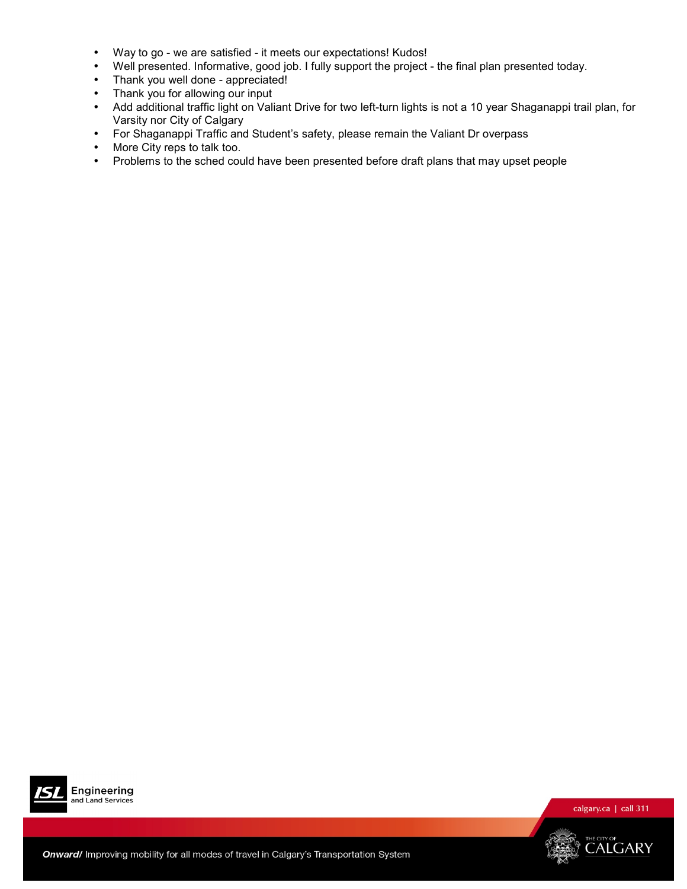- Way to go - we are satisfied - it meets our expectations! Kudos!
- Well presented. Informative, good job. I fully support the project - the final plan presented today.
- Thank you well done - appreciated!
- Thank you for allowing our input
- Add additional traffic light on Valiant Drive for two left-turn lights is not a 10 year Shaganappi trail plan, for Varsity nor City of Calgary
- For Shaganappi Traffic and Student's safety, please remain the Valiant Dr overpass
- More City reps to talk too.
- Problems to the sched could have been presented before draft plans that may upset people